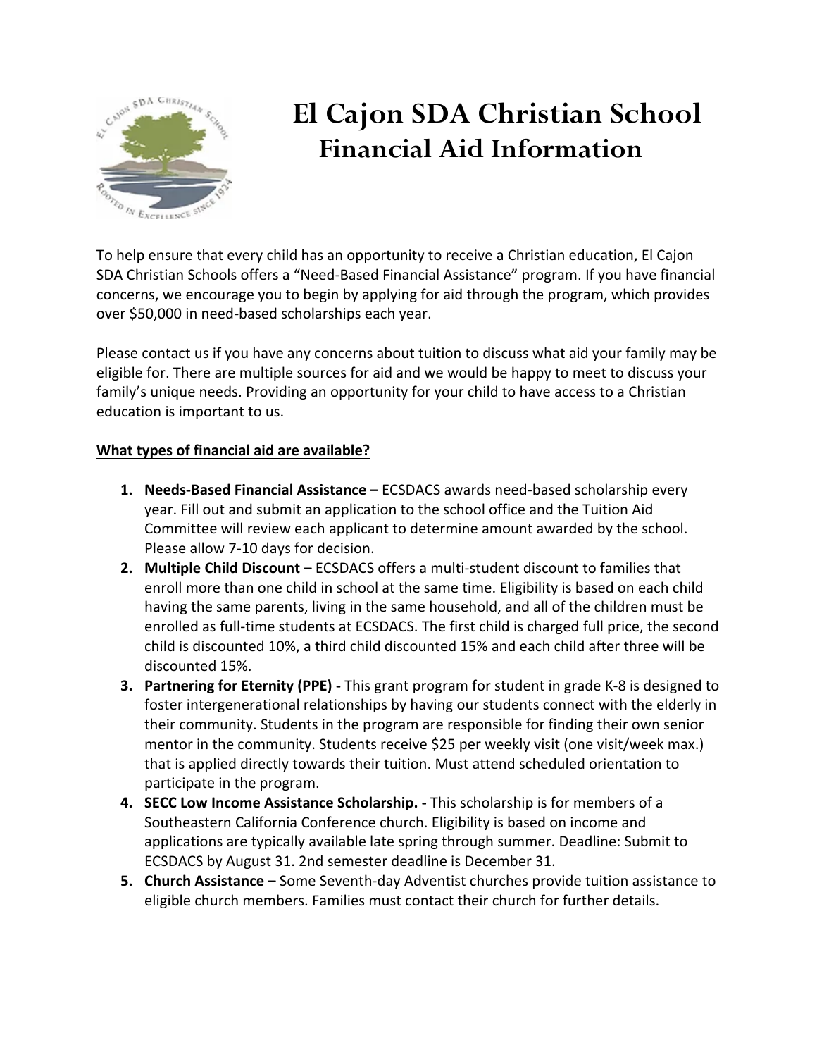# El Cajon SDA Christian School
## Financial Aid Information

To help ensure that every child has an opportunity to receive a Christian education, El Cajon SDA Christian Schools offers a "Need-Based Financial Assistance" program. If you have financial concerns, we encourage you to begin by applying for aid through the program, which provides over $50,000 in need-based scholarships each year.

Please contact us if you have any concerns about tuition to discuss what aid your family may be eligible for. There are multiple sources for aid and we would be happy to meet to discuss your family's unique needs. Providing an opportunity for your child to have access to a Christian education is important to us.

**<u>What types of financial aid are available?</u>**

1. **Needs-Based Financial Assistance –** ECSDACS awards need-based scholarship every year. Fill out and submit an application to the school office and the Tuition Aid Committee will review each applicant to determine amount awarded by the school. Please allow 7-10 days for decision.
2. **Multiple Child Discount –** ECSDACS offers a multi-student discount to families that enroll more than one child in school at the same time. Eligibility is based on each child having the same parents, living in the same household, and all of the children must be enrolled as full-time students at ECSDACS. The first child is charged full price, the second child is discounted 10%, a third child discounted 15% and each child after three will be discounted 15%.
3. **Partnering for Eternity (PPE) -** This grant program for student in grade K-8 is designed to foster intergenerational relationships by having our students connect with the elderly in their community. Students in the program are responsible for finding their own senior mentor in the community. Students receive $25 per weekly visit (one visit/week max.) that is applied directly towards their tuition. Must attend scheduled orientation to participate in the program.
4. **SECC Low Income Assistance Scholarship. -** This scholarship is for members of a Southeastern California Conference church. Eligibility is based on income and applications are typically available late spring through summer. Deadline: Submit to ECSDACS by August 31. 2nd semester deadline is December 31.
5. **Church Assistance –** Some Seventh-day Adventist churches provide tuition assistance to eligible church members. Families must contact their church for further details.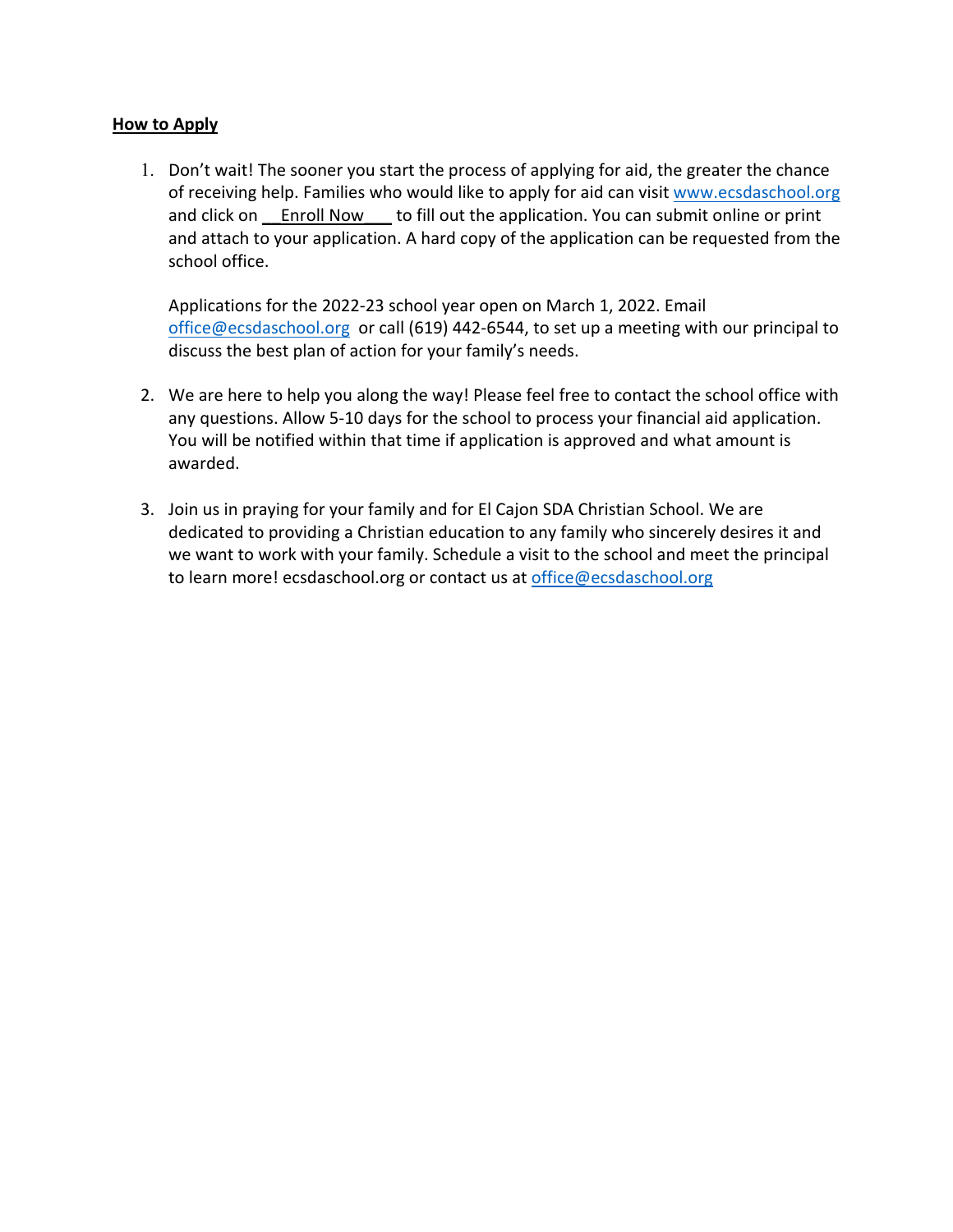**How to Apply**

1. Don't wait! The sooner you start the process of applying for aid, the greater the chance of receiving help. Families who would like to apply for aid can visit www.ecsdaschool.org and click on __Enroll Now___ to fill out the application. You can submit online or print and attach to your application. A hard copy of the application can be requested from the school office.

   Applications for the 2022-23 school year open on March 1, 2022. Email office@ecsdaschool.org or call (619) 442-6544, to set up a meeting with our principal to discuss the best plan of action for your family's needs.

2. We are here to help you along the way! Please feel free to contact the school office with any questions. Allow 5-10 days for the school to process your financial aid application. You will be notified within that time if application is approved and what amount is awarded.

3. Join us in praying for your family and for El Cajon SDA Christian School. We are dedicated to providing a Christian education to any family who sincerely desires it and we want to work with your family. Schedule a visit to the school and meet the principal to learn more! ecsdaschool.org or contact us at office@ecsdaschool.org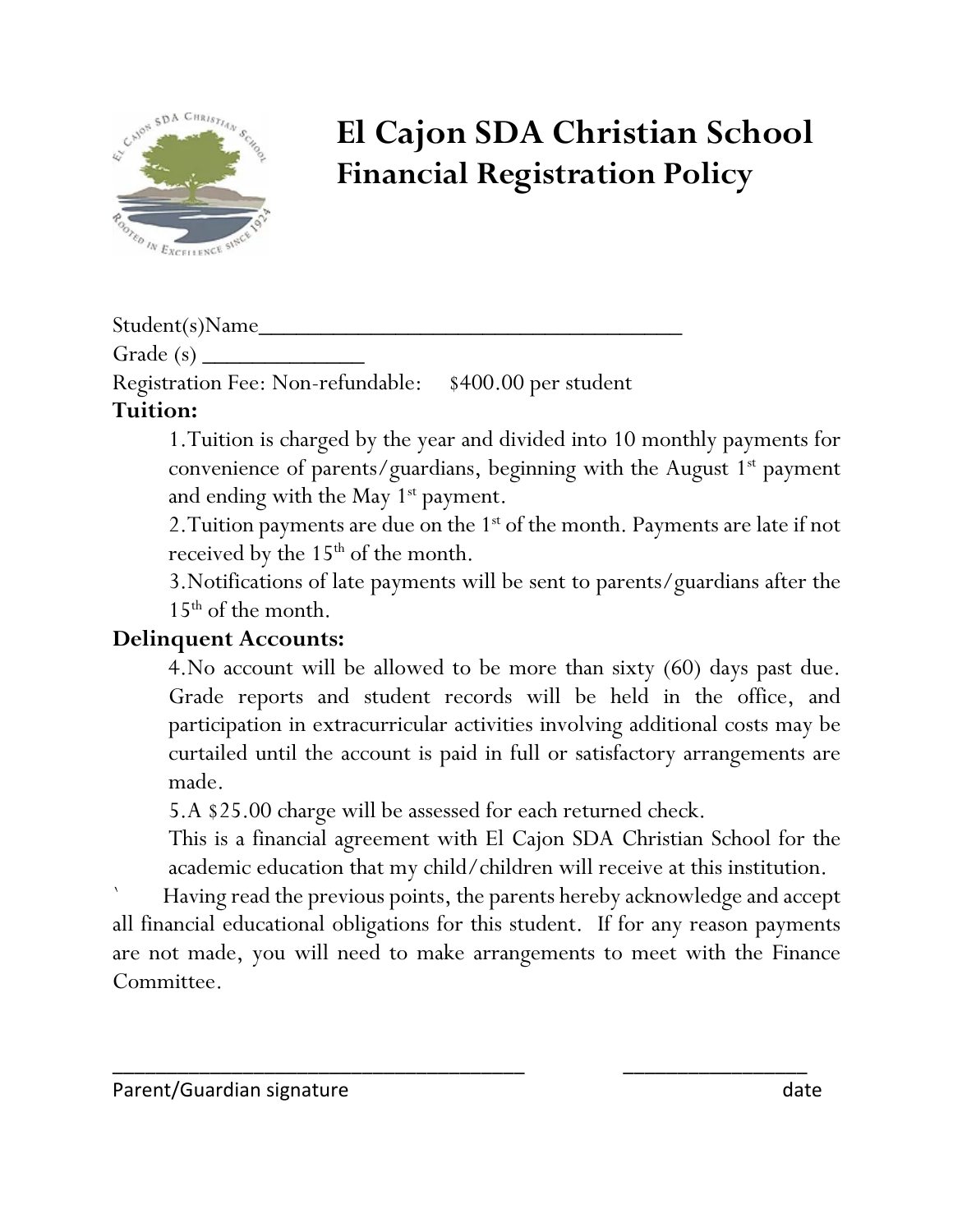# El Cajon SDA Christian School
## Financial Registration Policy

Student(s)Name_____________________________________

Grade (s) ______________

Registration Fee: Non-refundable: $400.00 per student

**Tuition:**

1. Tuition is charged by the year and divided into 10 monthly payments for convenience of parents/guardians, beginning with the August 1st payment and ending with the May 1st payment.
2. Tuition payments are due on the 1st of the month. Payments are late if not received by the 15th of the month.
3. Notifications of late payments will be sent to parents/guardians after the 15th of the month.

**Delinquent Accounts:**

4. No account will be allowed to be more than sixty (60) days past due. Grade reports and student records will be held in the office, and participation in extracurricular activities involving additional costs may be curtailed until the account is paid in full or satisfactory arrangements are made.
5. A $25.00 charge will be assessed for each returned check.

This is a financial agreement with El Cajon SDA Christian School for the academic education that my child/children will receive at this institution.

` Having read the previous points, the parents hereby acknowledge and accept all financial educational obligations for this student. If for any reason payments are not made, you will need to make arrangements to meet with the Finance Committee.

______________________________________ _________________

Parent/Guardian signature date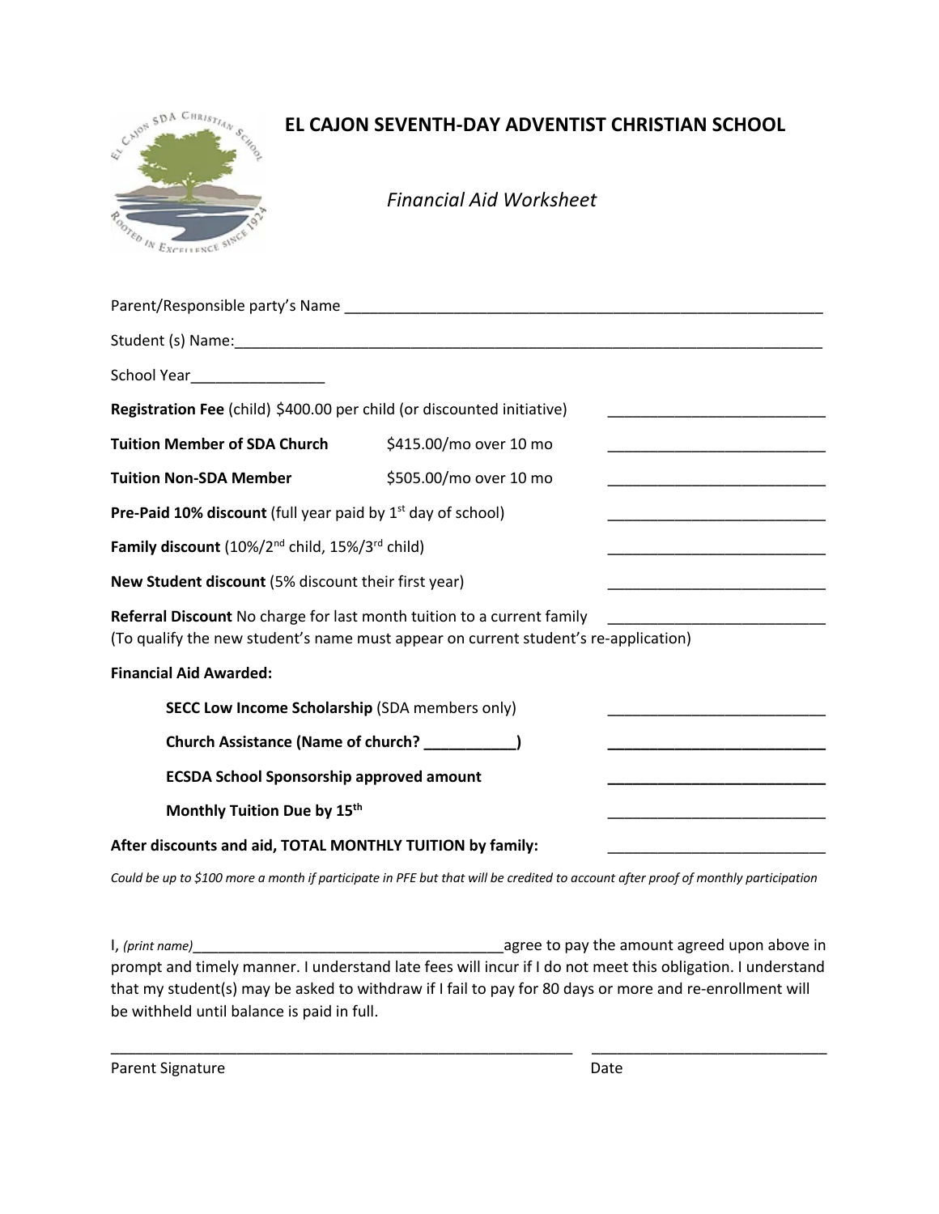# EL CAJON SEVENTH-DAY ADVENTIST CHRISTIAN SCHOOL

*Financial Aid Worksheet*

Parent/Responsible party's Name ___________________________________________________________

Student (s) Name:__________________________________________________________________________

School Year________________

**Registration Fee** (child) $400.00 per child (or discounted initiative) __________________________

**Tuition Member of SDA Church** $415.00/mo over 10 mo __________________________

**Tuition Non-SDA Member** $505.00/mo over 10 mo __________________________

**Pre-Paid 10% discount** (full year paid by 1st day of school) __________________________

**Family discount** (10%/2nd child, 15%/3rd child) __________________________

**New Student discount** (5% discount their first year) __________________________

**Referral Discount** No charge for last month tuition to a current family __________________________
(To qualify the new student's name must appear on current student's re-application)

**Financial Aid Awarded:**

- **SECC Low Income Scholarship** (SDA members only) __________________________
- **Church Assistance (Name of church? ___________)** __________________________
- **ECSDA School Sponsorship approved amount** __________________________
- **Monthly Tuition Due by 15th** __________________________

**After discounts and aid, TOTAL MONTHLY TUITION by family:** __________________________

*Could be up to $100 more a month if participate in PFE but that will be credited to account after proof of monthly participation*

I, *(print name)*______________________________________agree to pay the amount agreed upon above in prompt and timely manner. I understand late fees will incur if I do not meet this obligation. I understand that my student(s) may be asked to withdraw if I fail to pay for 80 days or more and re-enrollment will be withheld until balance is paid in full.

_________________________________________________________ ____________________________

Parent Signature Date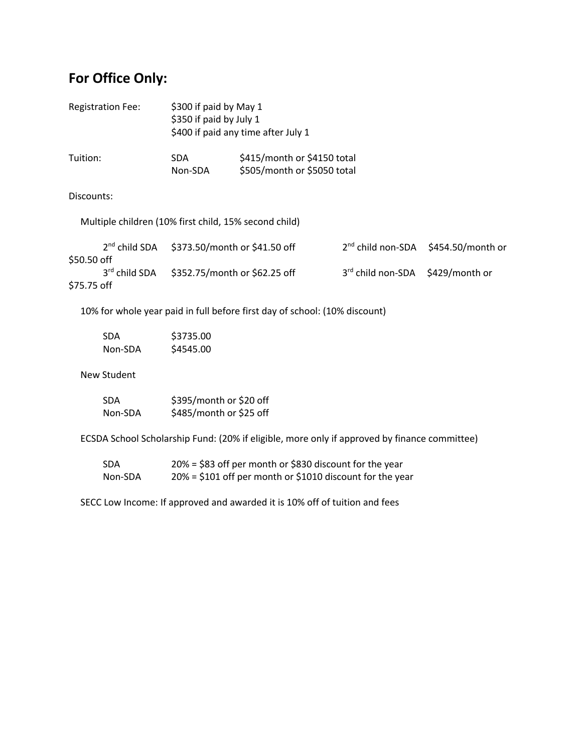## For Office Only:

| | | |
|---|---|---|
| Registration Fee: | $300 if paid by May 1 | |
| | $350 if paid by July 1 | |
| | $400 if paid any time after July 1 | |
| Tuition: | SDA | $415/month or $4150 total |
| | Non-SDA | $505/month or $5050 total |

Discounts:

Multiple children (10% first child, 15% second child)

| | | | |
|---|---|---|---|
| 2nd child SDA | $373.50/month or $41.50 off | 2nd child non-SDA | $454.50/month or $50.50 off |
| 3rd child SDA | $352.75/month or $62.25 off | 3rd child non-SDA | $429/month or $75.75 off |

10% for whole year paid in full before first day of school: (10% discount)

| | |
|---|---|
| SDA | $3735.00 |
| Non-SDA | $4545.00 |

New Student

| | |
|---|---|
| SDA | $395/month or $20 off |
| Non-SDA | $485/month or $25 off |

ECSDA School Scholarship Fund: (20% if eligible, more only if approved by finance committee)

| | |
|---|---|
| SDA | 20% = $83 off per month or $830 discount for the year |
| Non-SDA | 20% = $101 off per month or $1010 discount for the year |

SECC Low Income: If approved and awarded it is 10% off of tuition and fees